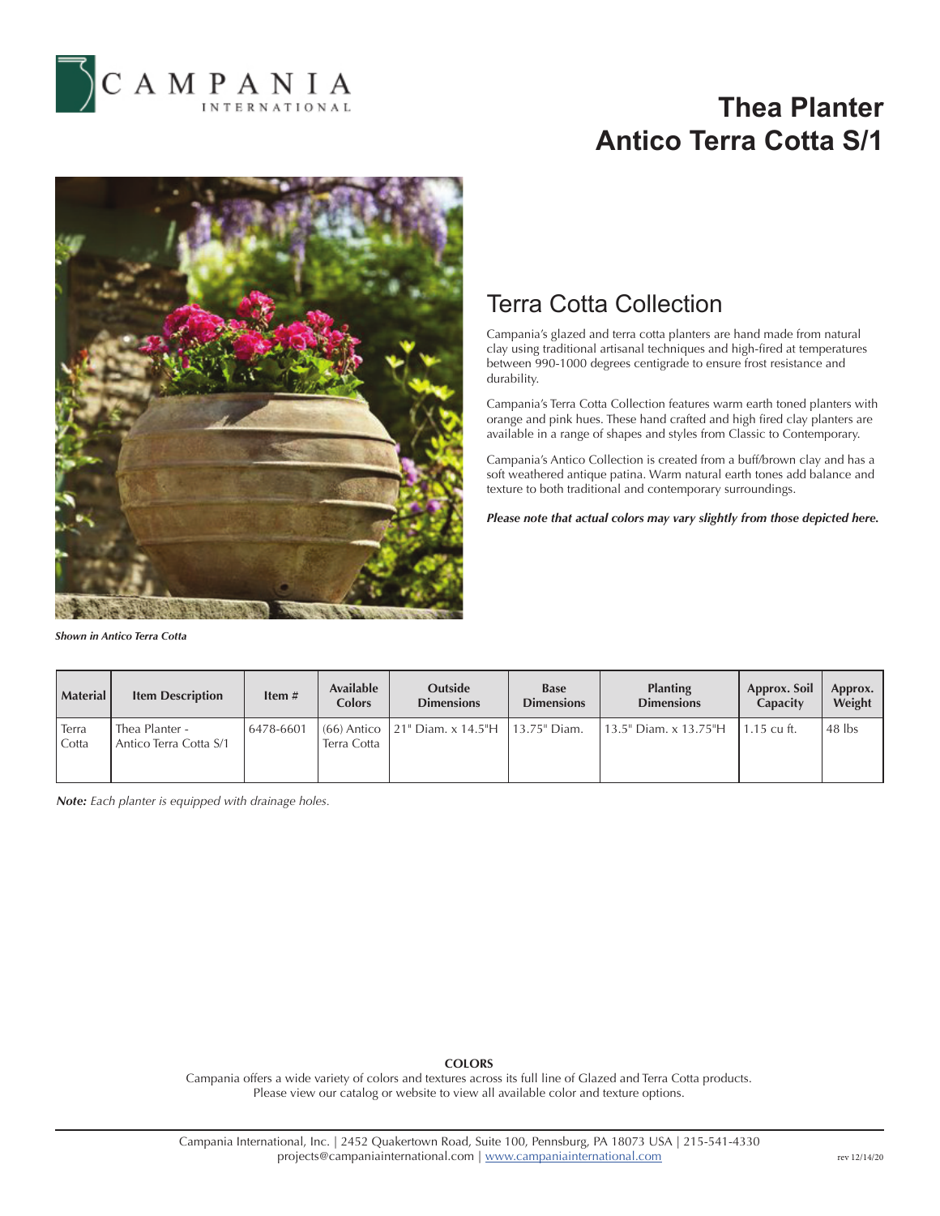CAMPANIA INTERNATIONAL

# Thea Planter
# Antico Terra Cotta S/1

*Shown in Antico Terra Cotta*

## Terra Cotta Collection

Campania's glazed and terra cotta planters are hand made from natural clay using traditional artisanal techniques and high-fired at temperatures between 990-1000 degrees centigrade to ensure frost resistance and durability.

Campania's Terra Cotta Collection features warm earth toned planters with orange and pink hues. These hand crafted and high fired clay planters are available in a range of shapes and styles from Classic to Contemporary.

Campania's Antico Collection is created from a buff/brown clay and has a soft weathered antique patina. Warm natural earth tones add balance and texture to both traditional and contemporary surroundings.

***Please note that actual colors may vary slightly from those depicted here.***

| Material | Item Description | Item # | Available Colors | Outside Dimensions | Base Dimensions | Planting Dimensions | Approx. Soil Capacity | Approx. Weight |
|---|---|---|---|---|---|---|---|---|
| Terra Cotta | Thea Planter - Antico Terra Cotta S/1 | 6478-6601 | (66) Antico Terra Cotta | 21" Diam. x 14.5"H | 13.75" Diam. | 13.5" Diam. x 13.75"H | 1.15 cu ft. | 48 lbs |

***Note:*** *Each planter is equipped with drainage holes.*

**COLORS**

Campania offers a wide variety of colors and textures across its full line of Glazed and Terra Cotta products. Please view our catalog or website to view all available color and texture options.

Campania International, Inc. | 2452 Quakertown Road, Suite 100, Pennsburg, PA 18073 USA | 215-541-4330
projects@campaniainternational.com | www.campaniainternational.com

rev 12/14/20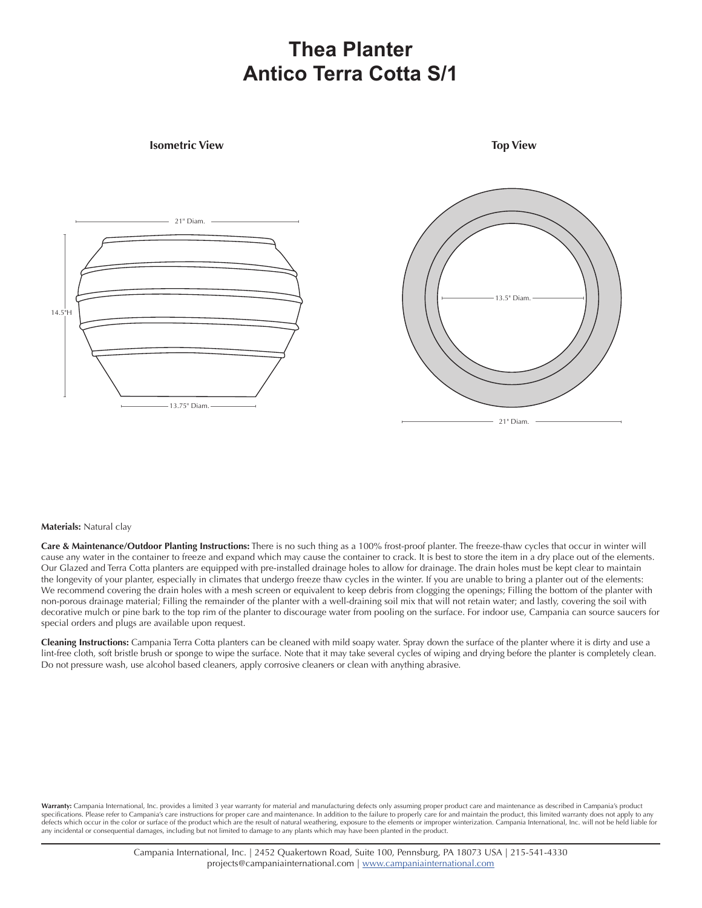# Thea Planter
# Antico Terra Cotta S/1

**Isometric View**

21" Diam.

14.5"H

13.75" Diam.

**Top View**

13.5" Diam.

21" Diam.

**Materials:** Natural clay

**Care & Maintenance/Outdoor Planting Instructions:** There is no such thing as a 100% frost-proof planter. The freeze-thaw cycles that occur in winter will cause any water in the container to freeze and expand which may cause the container to crack. It is best to store the item in a dry place out of the elements. Our Glazed and Terra Cotta planters are equipped with pre-installed drainage holes to allow for drainage. The drain holes must be kept clear to maintain the longevity of your planter, especially in climates that undergo freeze thaw cycles in the winter. If you are unable to bring a planter out of the elements: We recommend covering the drain holes with a mesh screen or equivalent to keep debris from clogging the openings; Filling the bottom of the planter with non-porous drainage material; Filling the remainder of the planter with a well-draining soil mix that will not retain water; and lastly, covering the soil with decorative mulch or pine bark to the top rim of the planter to discourage water from pooling on the surface. For indoor use, Campania can source saucers for special orders and plugs are available upon request.

**Cleaning Instructions:** Campania Terra Cotta planters can be cleaned with mild soapy water. Spray down the surface of the planter where it is dirty and use a lint-free cloth, soft bristle brush or sponge to wipe the surface. Note that it may take several cycles of wiping and drying before the planter is completely clean. Do not pressure wash, use alcohol based cleaners, apply corrosive cleaners or clean with anything abrasive.

**Warranty:** Campania International, Inc. provides a limited 3 year warranty for material and manufacturing defects only assuming proper product care and maintenance as described in Campania's product specifications. Please refer to Campania's care instructions for proper care and maintenance. In addition to the failure to properly care for and maintain the product, this limited warranty does not apply to any defects which occur in the color or surface of the product which are the result of natural weathering, exposure to the elements or improper winterization. Campania International, Inc. will not be held liable for any incidental or consequential damages, including but not limited to damage to any plants which may have been planted in the product.

Campania International, Inc. | 2452 Quakertown Road, Suite 100, Pennsburg, PA 18073 USA | 215-541-4330
projects@campaniainternational.com | www.campaniainternational.com